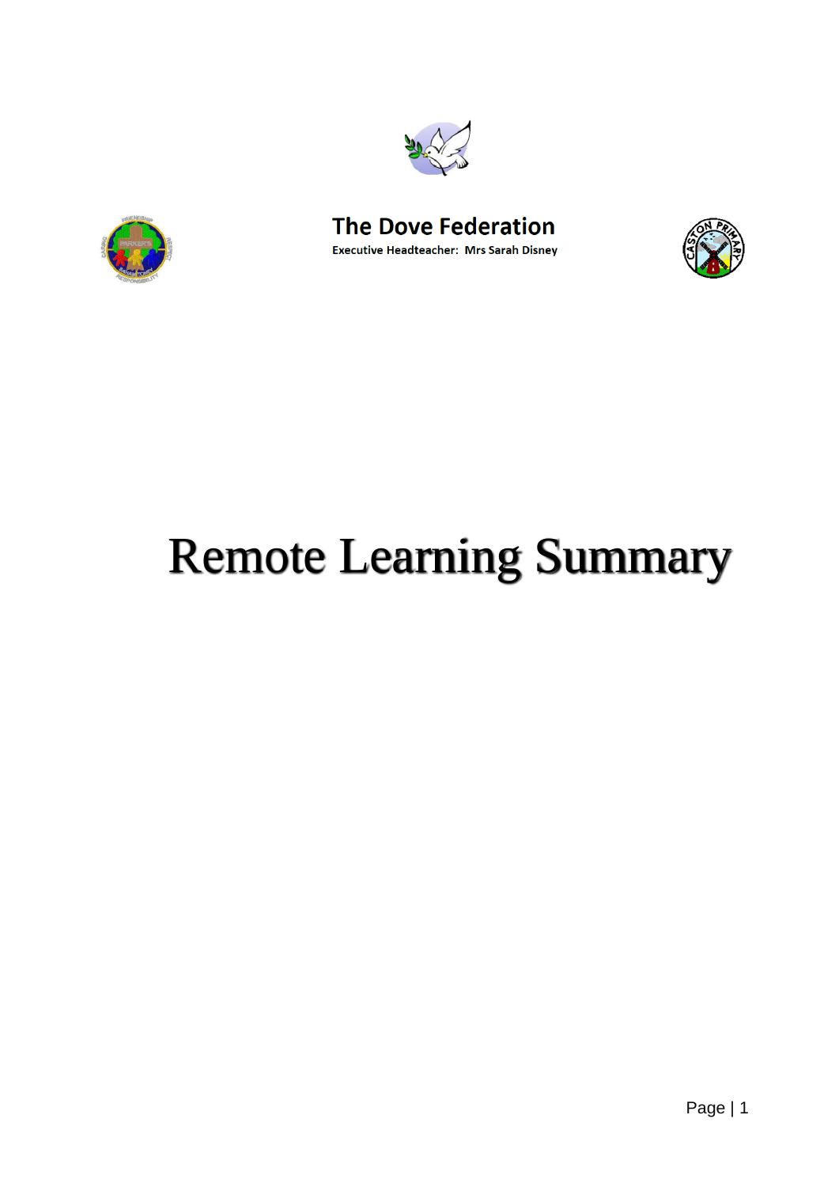**The Dove Federation**

**Executive Headteacher: Mrs Sarah Disney**

# Remote Learning Summary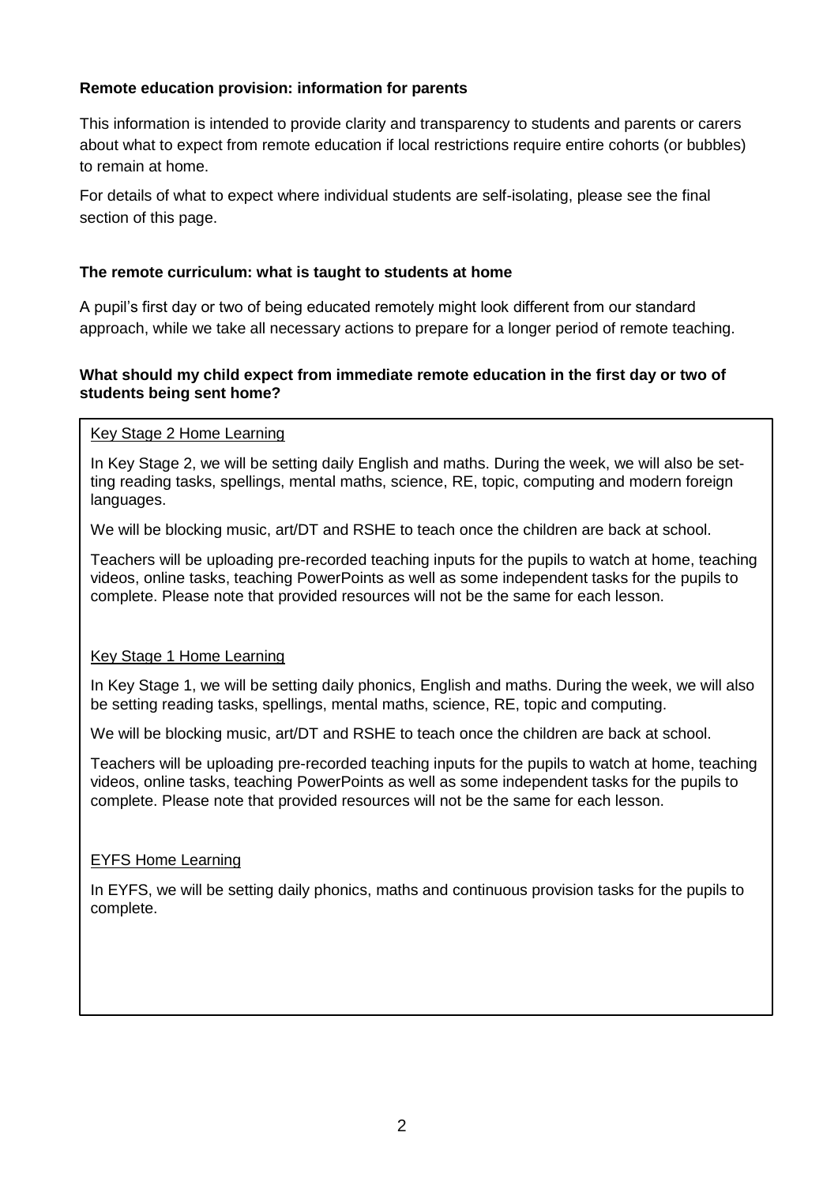**Remote education provision: information for parents**

This information is intended to provide clarity and transparency to students and parents or carers about what to expect from remote education if local restrictions require entire cohorts (or bubbles) to remain at home.

For details of what to expect where individual students are self-isolating, please see the final section of this page.

**The remote curriculum: what is taught to students at home**

A pupil's first day or two of being educated remotely might look different from our standard approach, while we take all necessary actions to prepare for a longer period of remote teaching.

**What should my child expect from immediate remote education in the first day or two of students being sent home?**

Key Stage 2 Home Learning

In Key Stage 2, we will be setting daily English and maths. During the week, we will also be setting reading tasks, spellings, mental maths, science, RE, topic, computing and modern foreign languages.

We will be blocking music, art/DT and RSHE to teach once the children are back at school.

Teachers will be uploading pre-recorded teaching inputs for the pupils to watch at home, teaching videos, online tasks, teaching PowerPoints as well as some independent tasks for the pupils to complete. Please note that provided resources will not be the same for each lesson.

Key Stage 1 Home Learning

In Key Stage 1, we will be setting daily phonics, English and maths. During the week, we will also be setting reading tasks, spellings, mental maths, science, RE, topic and computing.

We will be blocking music, art/DT and RSHE to teach once the children are back at school.

Teachers will be uploading pre-recorded teaching inputs for the pupils to watch at home, teaching videos, online tasks, teaching PowerPoints as well as some independent tasks for the pupils to complete. Please note that provided resources will not be the same for each lesson.

EYFS Home Learning

In EYFS, we will be setting daily phonics, maths and continuous provision tasks for the pupils to complete.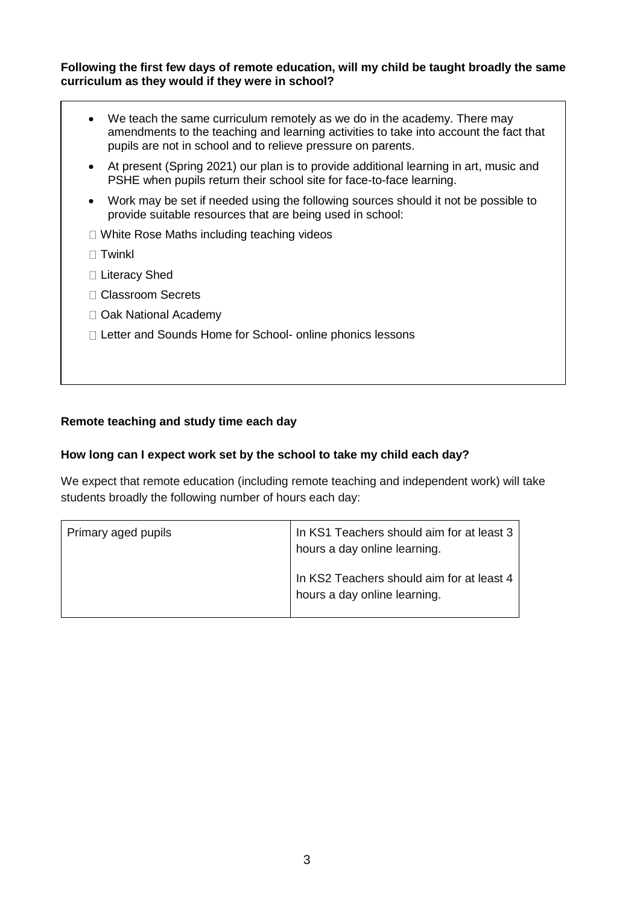**Following the first few days of remote education, will my child be taught broadly the same curriculum as they would if they were in school?**

- We teach the same curriculum remotely as we do in the academy. There may amendments to the teaching and learning activities to take into account the fact that pupils are not in school and to relieve pressure on parents.
- At present (Spring 2021) our plan is to provide additional learning in art, music and PSHE when pupils return their school site for face-to-face learning.
- Work may be set if needed using the following sources should it not be possible to provide suitable resources that are being used in school:

 White Rose Maths including teaching videos

 Twinkl

 Literacy Shed

 Classroom Secrets

 Oak National Academy

 Letter and Sounds Home for School- online phonics lessons

**Remote teaching and study time each day**

**How long can I expect work set by the school to take my child each day?**

We expect that remote education (including remote teaching and independent work) will take students broadly the following number of hours each day:

| Primary aged pupils | In KS1 Teachers should aim for at least 3 hours a day online learning.<br><br>In KS2 Teachers should aim for at least 4 hours a day online learning. |
|---|---|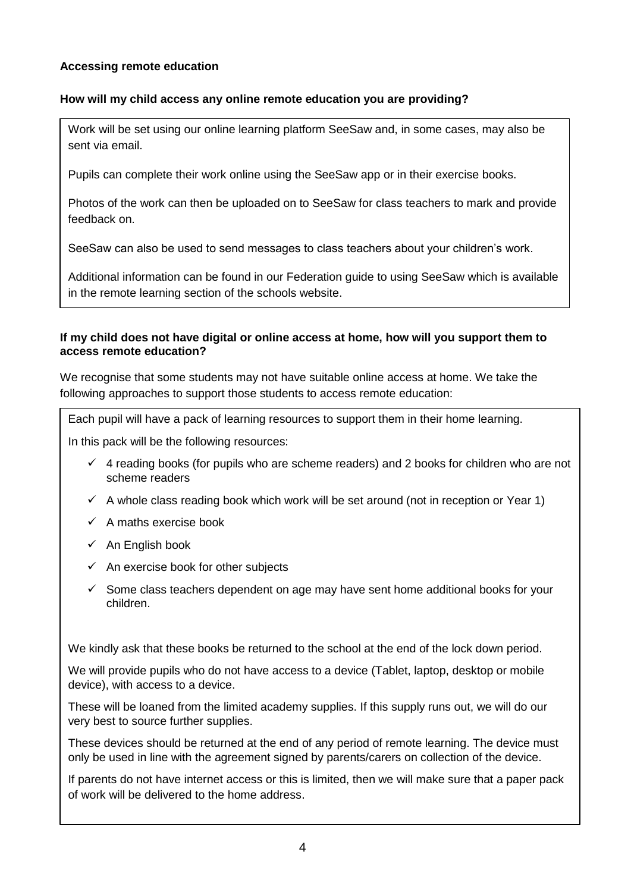**Accessing remote education**

**How will my child access any online remote education you are providing?**

Work will be set using our online learning platform SeeSaw and, in some cases, may also be sent via email.

Pupils can complete their work online using the SeeSaw app or in their exercise books.

Photos of the work can then be uploaded on to SeeSaw for class teachers to mark and provide feedback on.

SeeSaw can also be used to send messages to class teachers about your children's work.

Additional information can be found in our Federation guide to using SeeSaw which is available in the remote learning section of the schools website.

**If my child does not have digital or online access at home, how will you support them to access remote education?**

We recognise that some students may not have suitable online access at home. We take the following approaches to support those students to access remote education:

Each pupil will have a pack of learning resources to support them in their home learning.

In this pack will be the following resources:

- ✓ 4 reading books (for pupils who are scheme readers) and 2 books for children who are not scheme readers
- ✓ A whole class reading book which work will be set around (not in reception or Year 1)
- ✓ A maths exercise book
- ✓ An English book
- ✓ An exercise book for other subjects
- ✓ Some class teachers dependent on age may have sent home additional books for your children.

We kindly ask that these books be returned to the school at the end of the lock down period.

We will provide pupils who do not have access to a device (Tablet, laptop, desktop or mobile device), with access to a device.

These will be loaned from the limited academy supplies. If this supply runs out, we will do our very best to source further supplies.

These devices should be returned at the end of any period of remote learning. The device must only be used in line with the agreement signed by parents/carers on collection of the device.

If parents do not have internet access or this is limited, then we will make sure that a paper pack of work will be delivered to the home address.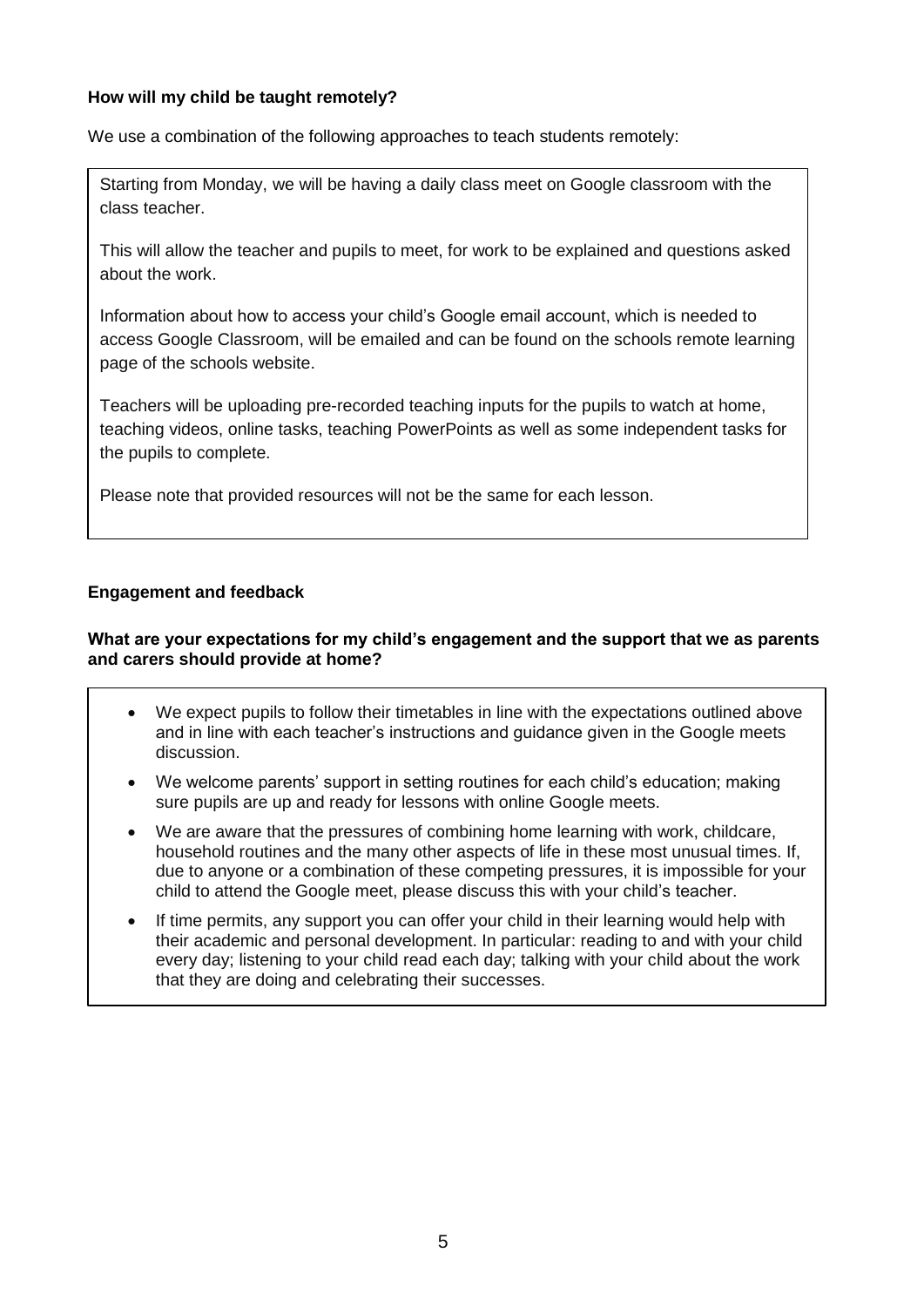**How will my child be taught remotely?**

We use a combination of the following approaches to teach students remotely:

Starting from Monday, we will be having a daily class meet on Google classroom with the class teacher.

This will allow the teacher and pupils to meet, for work to be explained and questions asked about the work.

Information about how to access your child's Google email account, which is needed to access Google Classroom, will be emailed and can be found on the schools remote learning page of the schools website.

Teachers will be uploading pre-recorded teaching inputs for the pupils to watch at home, teaching videos, online tasks, teaching PowerPoints as well as some independent tasks for the pupils to complete.

Please note that provided resources will not be the same for each lesson.

**Engagement and feedback**

**What are your expectations for my child's engagement and the support that we as parents and carers should provide at home?**

- We expect pupils to follow their timetables in line with the expectations outlined above and in line with each teacher's instructions and guidance given in the Google meets discussion.
- We welcome parents' support in setting routines for each child's education; making sure pupils are up and ready for lessons with online Google meets.
- We are aware that the pressures of combining home learning with work, childcare, household routines and the many other aspects of life in these most unusual times. If, due to anyone or a combination of these competing pressures, it is impossible for your child to attend the Google meet, please discuss this with your child's teacher.
- If time permits, any support you can offer your child in their learning would help with their academic and personal development. In particular: reading to and with your child every day; listening to your child read each day; talking with your child about the work that they are doing and celebrating their successes.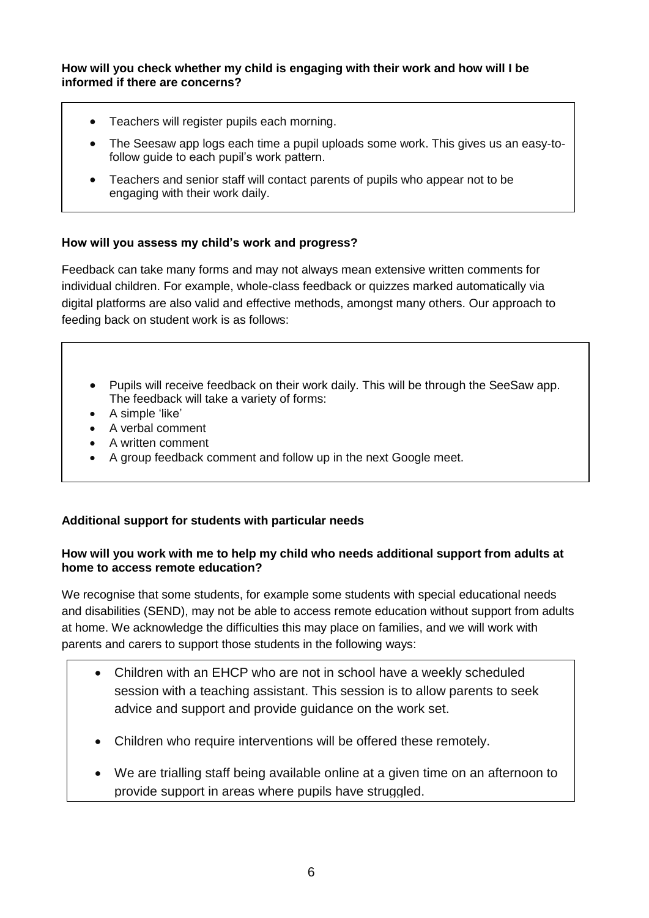**How will you check whether my child is engaging with their work and how will I be informed if there are concerns?**

- Teachers will register pupils each morning.
- The Seesaw app logs each time a pupil uploads some work. This gives us an easy-to-follow guide to each pupil's work pattern.
- Teachers and senior staff will contact parents of pupils who appear not to be engaging with their work daily.

**How will you assess my child's work and progress?**

Feedback can take many forms and may not always mean extensive written comments for individual children. For example, whole-class feedback or quizzes marked automatically via digital platforms are also valid and effective methods, amongst many others. Our approach to feeding back on student work is as follows:

- Pupils will receive feedback on their work daily. This will be through the SeeSaw app. The feedback will take a variety of forms:
- A simple 'like'
- A verbal comment
- A written comment
- A group feedback comment and follow up in the next Google meet.

**Additional support for students with particular needs**

**How will you work with me to help my child who needs additional support from adults at home to access remote education?**

We recognise that some students, for example some students with special educational needs and disabilities (SEND), may not be able to access remote education without support from adults at home. We acknowledge the difficulties this may place on families, and we will work with parents and carers to support those students in the following ways:

- Children with an EHCP who are not in school have a weekly scheduled session with a teaching assistant. This session is to allow parents to seek advice and support and provide guidance on the work set.
- Children who require interventions will be offered these remotely.
- We are trialling staff being available online at a given time on an afternoon to provide support in areas where pupils have struggled.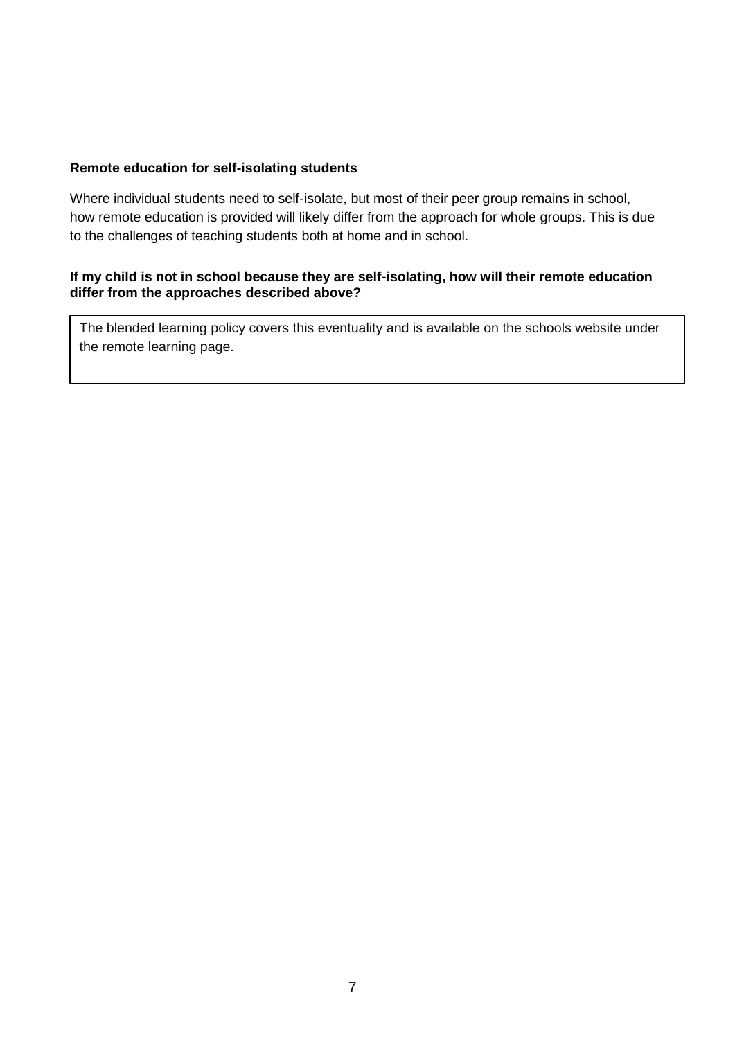**Remote education for self-isolating students**

Where individual students need to self-isolate, but most of their peer group remains in school, how remote education is provided will likely differ from the approach for whole groups. This is due to the challenges of teaching students both at home and in school.

**If my child is not in school because they are self-isolating, how will their remote education differ from the approaches described above?**

The blended learning policy covers this eventuality and is available on the schools website under the remote learning page.